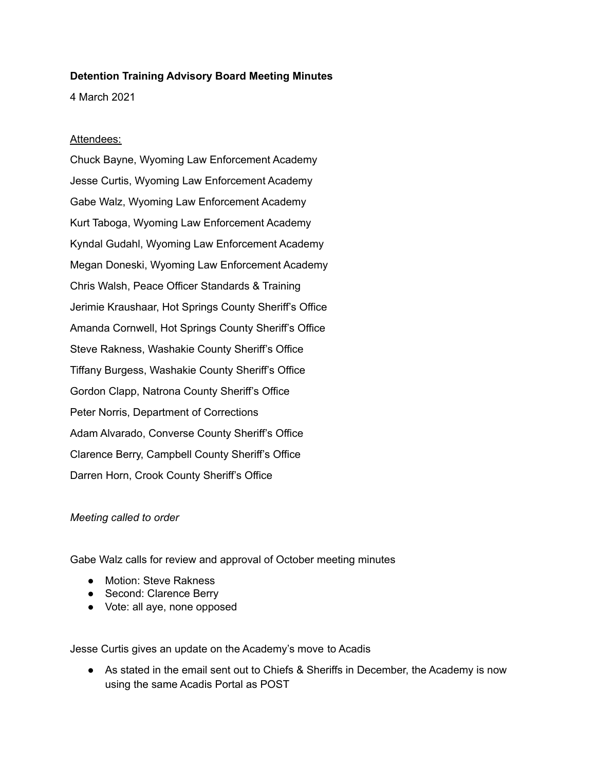**Detention Training Advisory Board Meeting Minutes**

4 March 2021

Attendees:

Chuck Bayne, Wyoming Law Enforcement Academy

Jesse Curtis, Wyoming Law Enforcement Academy

Gabe Walz, Wyoming Law Enforcement Academy

Kurt Taboga, Wyoming Law Enforcement Academy

Kyndal Gudahl, Wyoming Law Enforcement Academy

Megan Doneski, Wyoming Law Enforcement Academy

Chris Walsh, Peace Officer Standards & Training

Jerimie Kraushaar, Hot Springs County Sheriff's Office

Amanda Cornwell, Hot Springs County Sheriff's Office

Steve Rakness, Washakie County Sheriff's Office

Tiffany Burgess, Washakie County Sheriff's Office

Gordon Clapp, Natrona County Sheriff's Office

Peter Norris, Department of Corrections

Adam Alvarado, Converse County Sheriff's Office

Clarence Berry, Campbell County Sheriff's Office

Darren Horn, Crook County Sheriff's Office

*Meeting called to order*

Gabe Walz calls for review and approval of October meeting minutes

- Motion: Steve Rakness
- Second: Clarence Berry
- Vote: all aye, none opposed

Jesse Curtis gives an update on the Academy's move to Acadis

- As stated in the email sent out to Chiefs & Sheriffs in December, the Academy is now using the same Acadis Portal as POST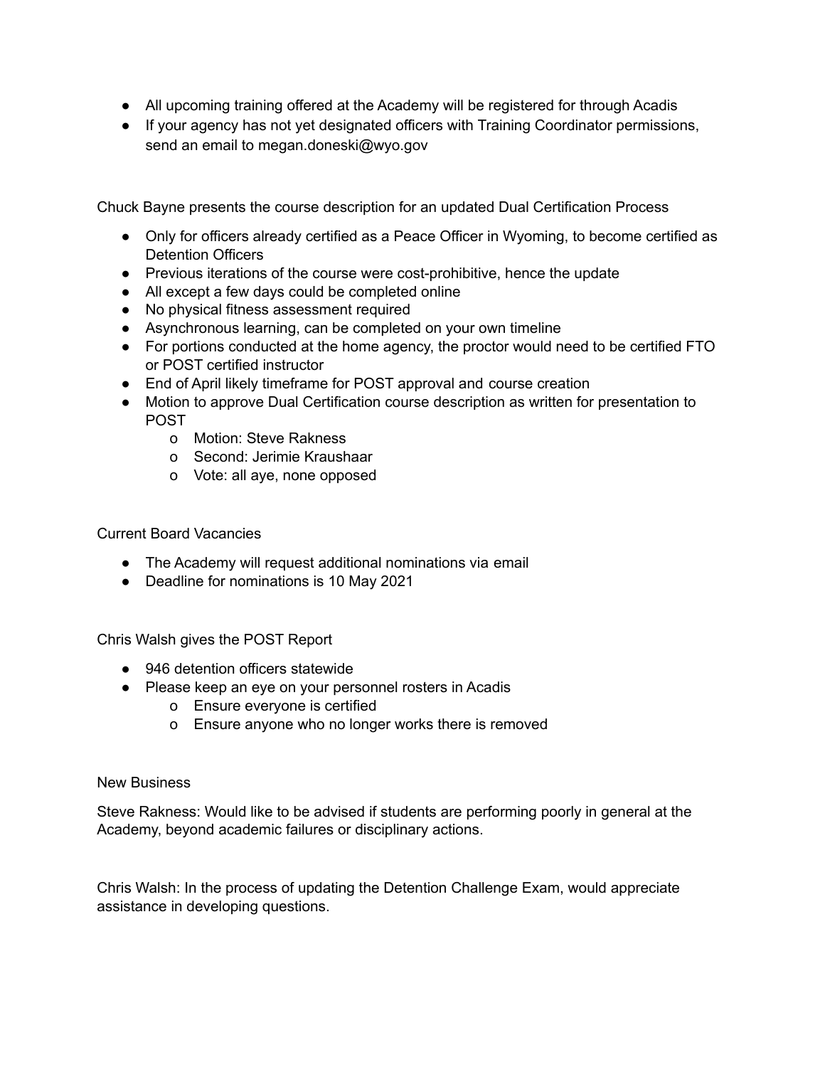- All upcoming training offered at the Academy will be registered for through Acadis
- If your agency has not yet designated officers with Training Coordinator permissions, send an email to megan.doneski@wyo.gov

Chuck Bayne presents the course description for an updated Dual Certification Process

- Only for officers already certified as a Peace Officer in Wyoming, to become certified as Detention Officers
- Previous iterations of the course were cost-prohibitive, hence the update
- All except a few days could be completed online
- No physical fitness assessment required
- Asynchronous learning, can be completed on your own timeline
- For portions conducted at the home agency, the proctor would need to be certified FTO or POST certified instructor
- End of April likely timeframe for POST approval and course creation
- Motion to approve Dual Certification course description as written for presentation to POST
  - Motion: Steve Rakness
  - Second: Jerimie Kraushaar
  - Vote: all aye, none opposed

Current Board Vacancies

- The Academy will request additional nominations via email
- Deadline for nominations is 10 May 2021

Chris Walsh gives the POST Report

- 946 detention officers statewide
- Please keep an eye on your personnel rosters in Acadis
  - Ensure everyone is certified
  - Ensure anyone who no longer works there is removed

New Business

Steve Rakness: Would like to be advised if students are performing poorly in general at the Academy, beyond academic failures or disciplinary actions.

Chris Walsh: In the process of updating the Detention Challenge Exam, would appreciate assistance in developing questions.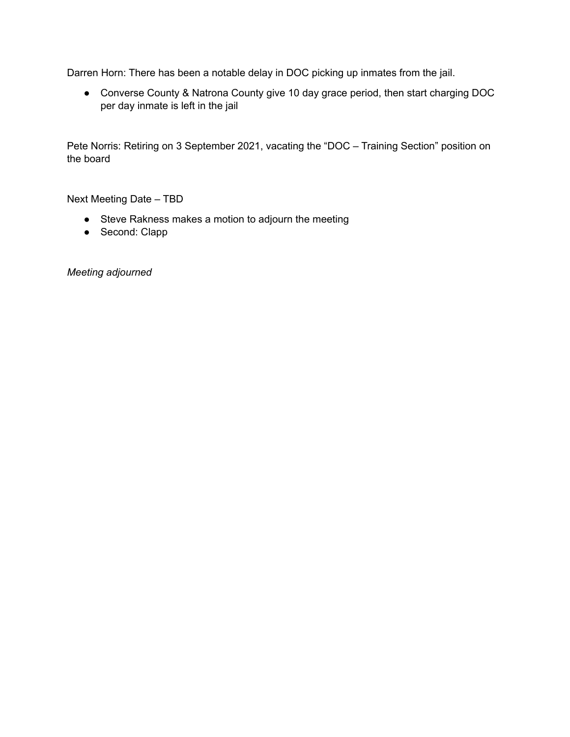Darren Horn: There has been a notable delay in DOC picking up inmates from the jail.

- Converse County & Natrona County give 10 day grace period, then start charging DOC per day inmate is left in the jail

Pete Norris: Retiring on 3 September 2021, vacating the “DOC – Training Section” position on the board

Next Meeting Date – TBD

- Steve Rakness makes a motion to adjourn the meeting
- Second: Clapp

*Meeting adjourned*